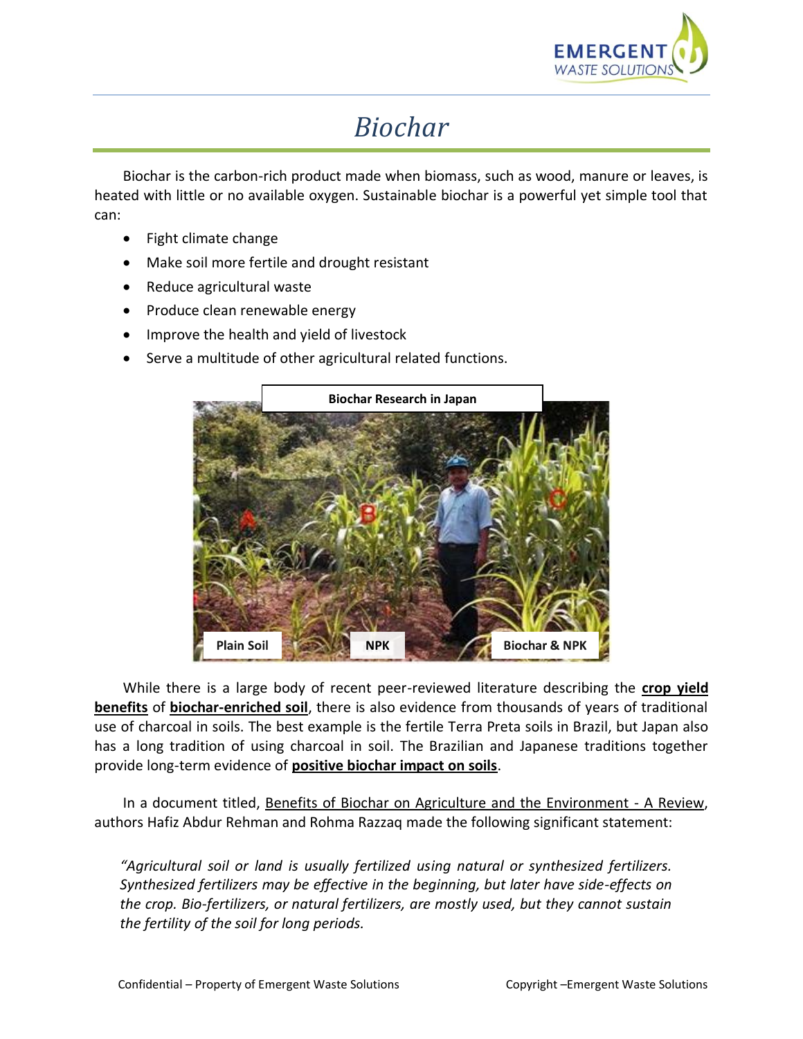# *Biochar*

Biochar is the carbon-rich product made when biomass, such as wood, manure or leaves, is heated with little or no available oxygen. Sustainable biochar is a powerful yet simple tool that can:

- Fight climate change
- Make soil more fertile and drought resistant
- Reduce agricultural waste
- Produce clean renewable energy
- Improve the health and yield of livestock
- Serve a multitude of other agricultural related functions.

**Biochar Research in Japan**

**Plain Soil** **NPK** **Biochar & NPK**

While there is a large body of recent peer-reviewed literature describing the **crop yield benefits** of **biochar-enriched soil**, there is also evidence from thousands of years of traditional use of charcoal in soils. The best example is the fertile Terra Preta soils in Brazil, but Japan also has a long tradition of using charcoal in soil. The Brazilian and Japanese traditions together provide long-term evidence of **positive biochar impact on soils**.

In a document titled, Benefits of Biochar on Agriculture and the Environment - A Review, authors Hafiz Abdur Rehman and Rohma Razzaq made the following significant statement:

*"Agricultural soil or land is usually fertilized using natural or synthesized fertilizers. Synthesized fertilizers may be effective in the beginning, but later have side-effects on the crop. Bio-fertilizers, or natural fertilizers, are mostly used, but they cannot sustain the fertility of the soil for long periods.*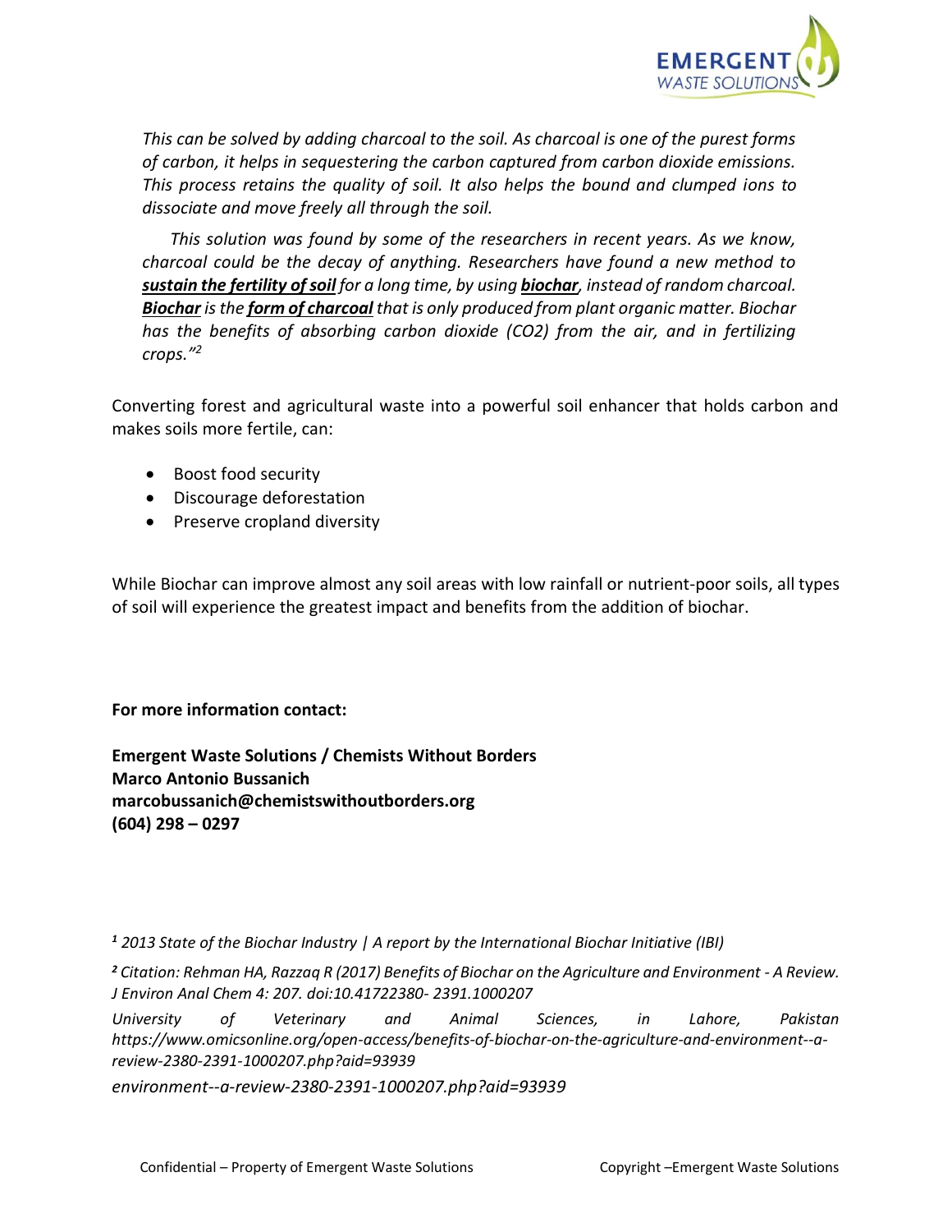*This can be solved by adding charcoal to the soil. As charcoal is one of the purest forms of carbon, it helps in sequestering the carbon captured from carbon dioxide emissions. This process retains the quality of soil. It also helps the bound and clumped ions to dissociate and move freely all through the soil.*

*This solution was found by some of the researchers in recent years. As we know, charcoal could be the decay of anything. Researchers have found a new method to* ***sustain the fertility of soil*** *for a long time, by using* ***biochar****, instead of random charcoal.* ***Biochar*** *is the* ***form of charcoal*** *that is only produced from plant organic matter. Biochar has the benefits of absorbing carbon dioxide (CO2) from the air, and in fertilizing crops."*[2]

Converting forest and agricultural waste into a powerful soil enhancer that holds carbon and makes soils more fertile, can:

- Boost food security
- Discourage deforestation
- Preserve cropland diversity

While Biochar can improve almost any soil areas with low rainfall or nutrient-poor soils, all types of soil will experience the greatest impact and benefits from the addition of biochar.

**For more information contact:**

**Emergent Waste Solutions / Chemists Without Borders**
**Marco Antonio Bussanich**
**marcobussanich@chemistswithoutborders.org**
**(604) 298 – 0297**

*[1] 2013 State of the Biochar Industry | A report by the International Biochar Initiative (IBI)*

*[2] Citation: Rehman HA, Razzaq R (2017) Benefits of Biochar on the Agriculture and Environment - A Review. J Environ Anal Chem 4: 207. doi:10.41722380- 2391.1000207*

*University of Veterinary and Animal Sciences, in Lahore, Pakistan https://www.omicsonline.org/open-access/benefits-of-biochar-on-the-agriculture-and-environment--a-review-2380-2391-1000207.php?aid=93939*

*environment--a-review-2380-2391-1000207.php?aid=93939*